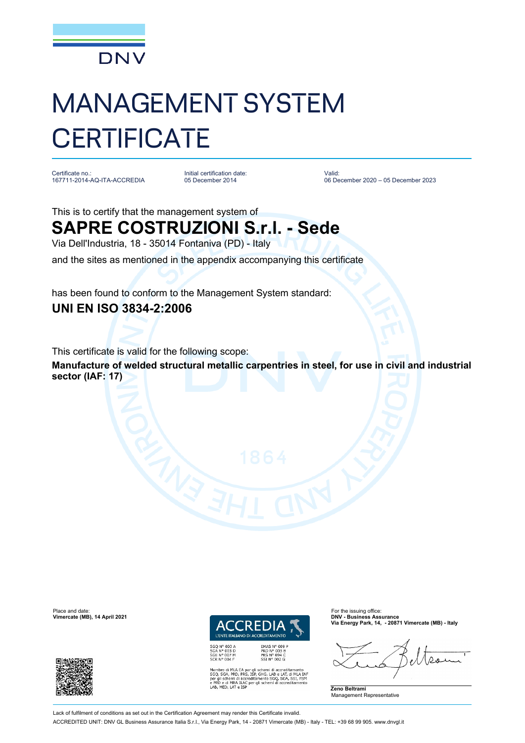DNV

# MANAGEMENT SYSTEM CERTIFICATE

| Certificate no.: | Initial certification date: | Valid: |
|---|---|---|
| 167711-2014-AQ-ITA-ACCREDIA | 05 December 2014 | 06 December 2020 – 05 December 2023 |

This is to certify that the management system of

## SAPRE COSTRUZIONI S.r.l. - Sede

Via Dell'Industria, 18 - 35014 Fontaniva (PD) - Italy

and the sites as mentioned in the appendix accompanying this certificate

has been found to conform to the Management System standard:

### UNI EN ISO 3834-2:2006

This certificate is valid for the following scope:

**Manufacture of welded structural metallic carpentries in steel, for use in civil and industrial sector (IAF: 17)**

Place and date:
**Vimercate (MB), 14 April 2021**

ACCREDIA
L'ENTE ITALIANO DI ACCREDITAMENTO

SGQ N° 003 A
SGA N° 003 D
SGE N° 007 M
SCR N° 004 F

EMAS N° 009 P
PRD N° 003 B
PRS N° 094 C
SSI N° 002 G

Membro di MLA EA per gli schemi di accreditamento SGQ, SGA, PRD, PRS, ISP, GHG, LAB e LAT, di MLA IAF per gli schemi di accreditamento SGQ, SGA, SSI, FSM e PRD e di MRA ILAC per gli schemi di accreditamento LAB, MED, LAT e ISP

For the issuing office:
**DNV - Business Assurance**
**Via Energy Park, 14, - 20871 Vimercate (MB) - Italy**

**Zeno Beltrami**
Management Representative

Lack of fulfilment of conditions as set out in the Certification Agreement may render this Certificate invalid.

ACCREDITED UNIT: DNV GL Business Assurance Italia S.r.l., Via Energy Park, 14 - 20871 Vimercate (MB) - Italy - TEL: +39 68 99 905. www.dnvgl.it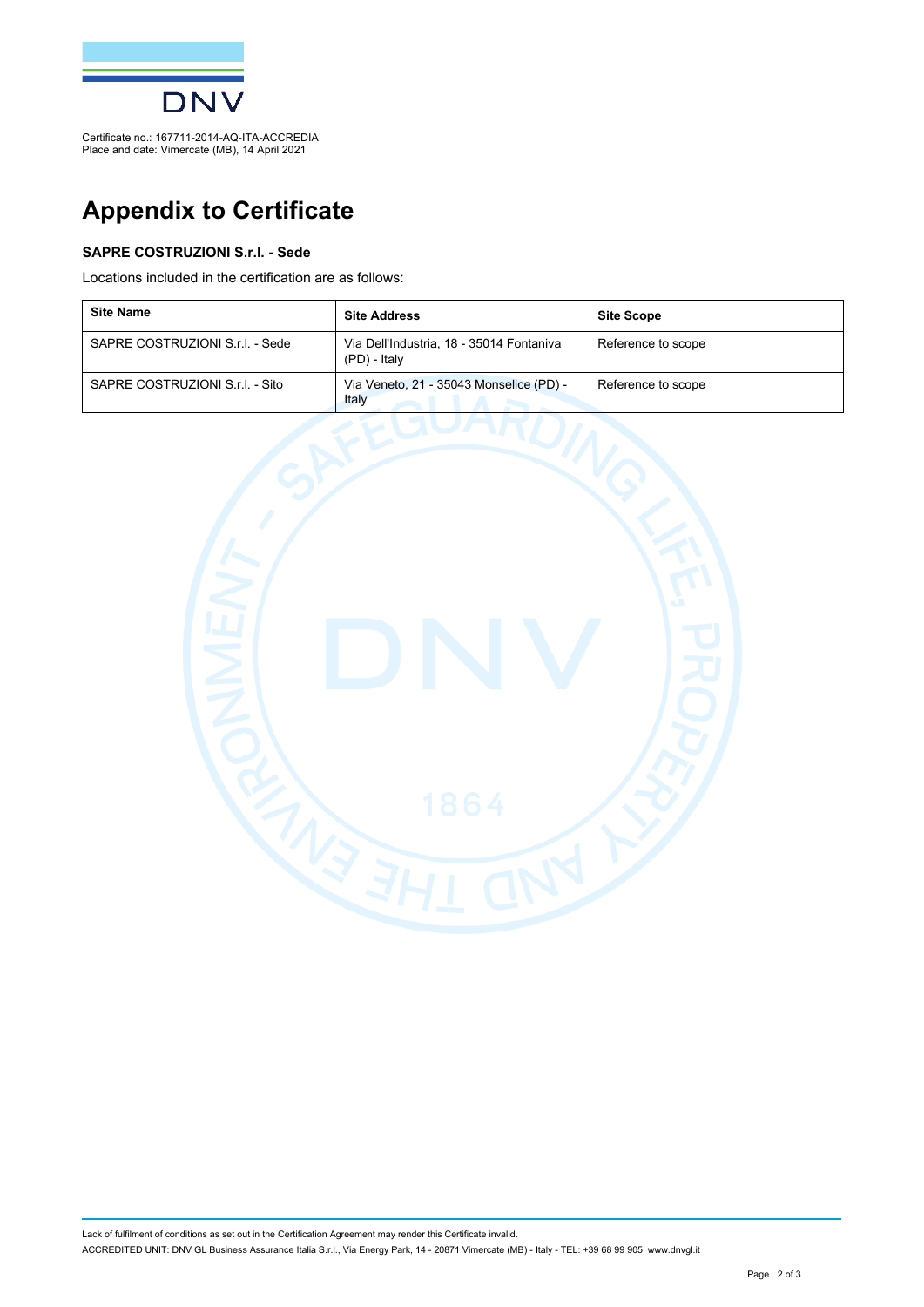Certificate no.: 167711-2014-AQ-ITA-ACCREDIA
Place and date: Vimercate (MB), 14 April 2021

# Appendix to Certificate

**SAPRE COSTRUZIONI S.r.l. - Sede**

Locations included in the certification are as follows:

| Site Name | Site Address | Site Scope |
|---|---|---|
| SAPRE COSTRUZIONI S.r.l. - Sede | Via Dell'Industria, 18 - 35014 Fontaniva (PD) - Italy | Reference to scope |
| SAPRE COSTRUZIONI S.r.l. - Sito | Via Veneto, 21 - 35043 Monselice (PD) - Italy | Reference to scope |

Lack of fulfilment of conditions as set out in the Certification Agreement may render this Certificate invalid.

ACCREDITED UNIT: DNV GL Business Assurance Italia S.r.l., Via Energy Park, 14 - 20871 Vimercate (MB) - Italy - TEL: +39 68 99 905. www.dnvgl.it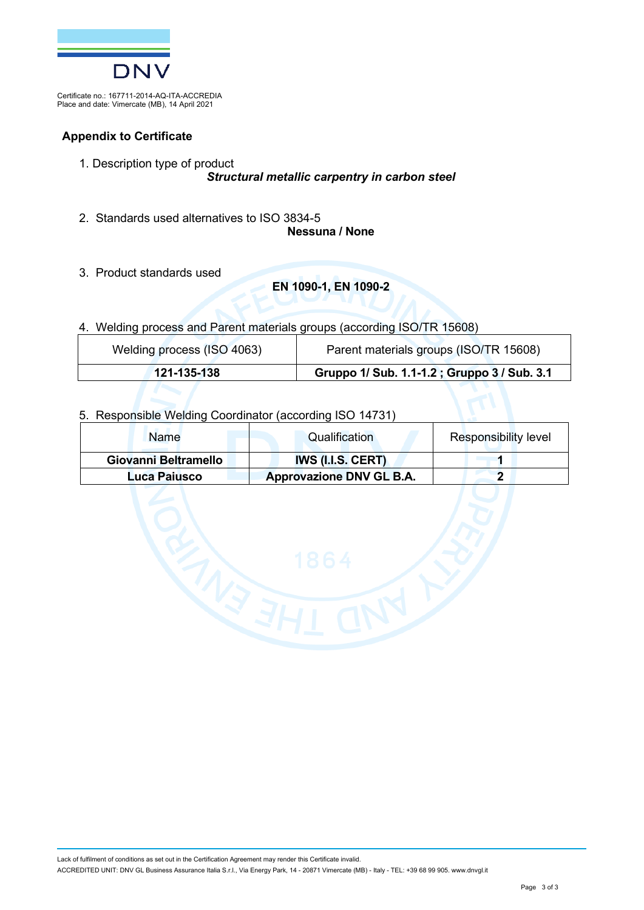Certificate no.: 167711-2014-AQ-ITA-ACCREDIA
Place and date: Vimercate (MB), 14 April 2021

## Appendix to Certificate

1. Description type of product

   ***Structural metallic carpentry in carbon steel***

2. Standards used alternatives to ISO 3834-5

   **Nessuna / None**

3. Product standards used

   **EN 1090-1, EN 1090-2**

4. Welding process and Parent materials groups (according ISO/TR 15608)

| Welding process (ISO 4063) | Parent materials groups (ISO/TR 15608) |
|---|---|
| **121-135-138** | **Gruppo 1/ Sub. 1.1-1.2 ; Gruppo 3 / Sub. 3.1** |

5. Responsible Welding Coordinator (according ISO 14731)

| Name | Qualification | Responsibility level |
|---|---|---|
| **Giovanni Beltramello** | **IWS (I.I.S. CERT)** | **1** |
| **Luca Paiusco** | **Approvazione DNV GL B.A.** | **2** |

Lack of fulfilment of conditions as set out in the Certification Agreement may render this Certificate invalid.
ACCREDITED UNIT: DNV GL Business Assurance Italia S.r.l., Via Energy Park, 14 - 20871 Vimercate (MB) - Italy - TEL: +39 68 99 905. www.dnvgl.it